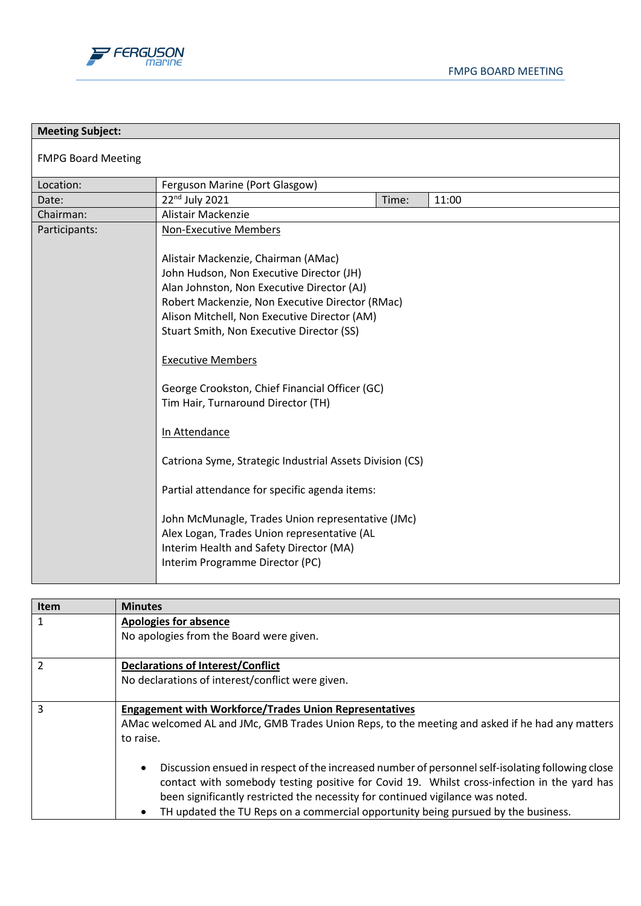| Meeting Subject: | | | |
|---|---|---|---|
| FMPG Board Meeting | | | |
| Location: | Ferguson Marine (Port Glasgow) | | |
| Date: | 22nd July 2021 | Time: | 11:00 |
| Chairman: | Alistair Mackenzie | | |
| Participants: | Non-Executive Members<br><br>Alistair Mackenzie, Chairman (AMac)<br>John Hudson, Non Executive Director (JH)<br>Alan Johnston, Non Executive Director (AJ)<br>Robert Mackenzie, Non Executive Director (RMac)<br>Alison Mitchell, Non Executive Director (AM)<br>Stuart Smith, Non Executive Director (SS)<br><br>Executive Members<br><br>George Crookston, Chief Financial Officer (GC)<br>Tim Hair, Turnaround Director (TH)<br><br>In Attendance<br><br>Catriona Syme, Strategic Industrial Assets Division (CS)<br><br>Partial attendance for specific agenda items:<br><br>John McMunagle, Trades Union representative (JMc)<br>Alex Logan, Trades Union representative (AL<br>Interim Health and Safety Director (MA)<br>Interim Programme Director (PC) | | |

| Item | Minutes |
|---|---|
| 1 | **Apologies for absence**<br>No apologies from the Board were given. |
| 2 | **Declarations of Interest/Conflict**<br>No declarations of interest/conflict were given. |
| 3 | **Engagement with Workforce/Trades Union Representatives**<br>AMac welcomed AL and JMc, GMB Trades Union Reps, to the meeting and asked if he had any matters to raise.<br><br>• Discussion ensued in respect of the increased number of personnel self-isolating following close contact with somebody testing positive for Covid 19. Whilst cross-infection in the yard has been significantly restricted the necessity for continued vigilance was noted.<br>• TH updated the TU Reps on a commercial opportunity being pursued by the business. |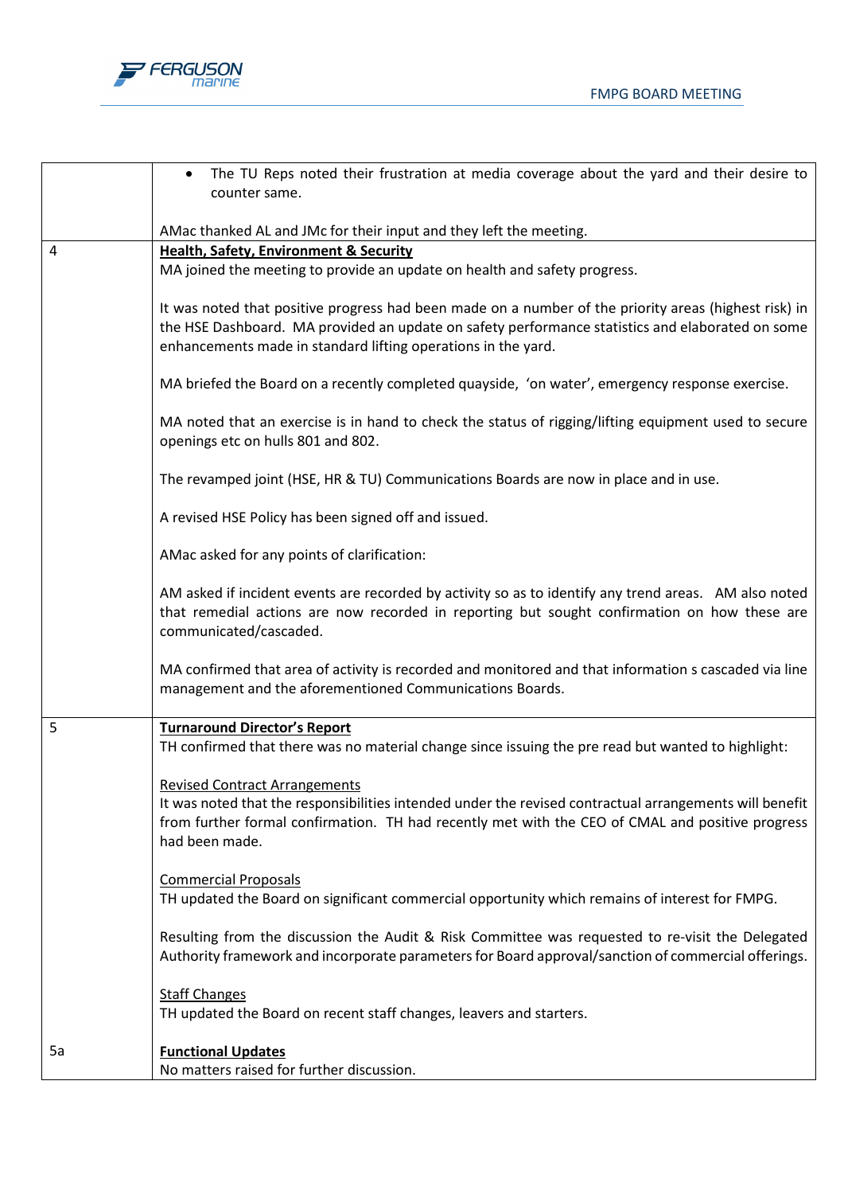| | |
|---|---|
| | • The TU Reps noted their frustration at media coverage about the yard and their desire to counter same.<br><br>AMac thanked AL and JMc for their input and they left the meeting. |
| 4 | **Health, Safety, Environment & Security**<br>MA joined the meeting to provide an update on health and safety progress.<br><br>It was noted that positive progress had been made on a number of the priority areas (highest risk) in the HSE Dashboard. MA provided an update on safety performance statistics and elaborated on some enhancements made in standard lifting operations in the yard.<br><br>MA briefed the Board on a recently completed quayside, 'on water', emergency response exercise.<br><br>MA noted that an exercise is in hand to check the status of rigging/lifting equipment used to secure openings etc on hulls 801 and 802.<br><br>The revamped joint (HSE, HR & TU) Communications Boards are now in place and in use.<br><br>A revised HSE Policy has been signed off and issued.<br><br>AMac asked for any points of clarification:<br><br>AM asked if incident events are recorded by activity so as to identify any trend areas. AM also noted that remedial actions are now recorded in reporting but sought confirmation on how these are communicated/cascaded.<br><br>MA confirmed that area of activity is recorded and monitored and that information s cascaded via line management and the aforementioned Communications Boards. |
| 5 | **Turnaround Director's Report**<br>TH confirmed that there was no material change since issuing the pre read but wanted to highlight:<br><br>Revised Contract Arrangements<br>It was noted that the responsibilities intended under the revised contractual arrangements will benefit from further formal confirmation. TH had recently met with the CEO of CMAL and positive progress had been made.<br><br>Commercial Proposals<br>TH updated the Board on significant commercial opportunity which remains of interest for FMPG.<br><br>Resulting from the discussion the Audit & Risk Committee was requested to re-visit the Delegated Authority framework and incorporate parameters for Board approval/sanction of commercial offerings.<br><br>Staff Changes<br>TH updated the Board on recent staff changes, leavers and starters. |
| 5a | **Functional Updates**<br>No matters raised for further discussion. |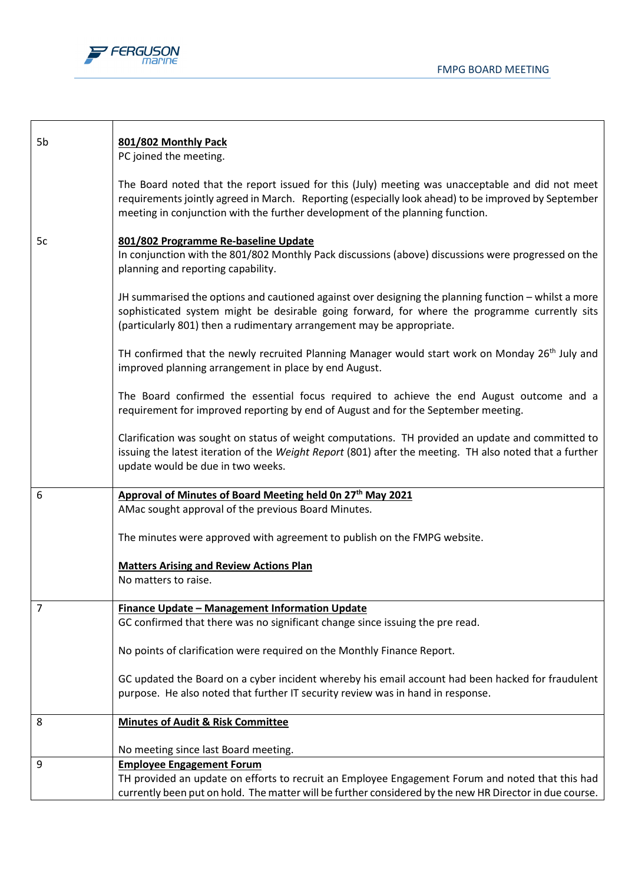| | |
|---|---|
| 5b | **801/802 Monthly Pack**<br>PC joined the meeting.<br><br>The Board noted that the report issued for this (July) meeting was unacceptable and did not meet requirements jointly agreed in March. Reporting (especially look ahead) to be improved by September meeting in conjunction with the further development of the planning function. |
| 5c | **801/802 Programme Re-baseline Update**<br>In conjunction with the 801/802 Monthly Pack discussions (above) discussions were progressed on the planning and reporting capability.<br><br>JH summarised the options and cautioned against over designing the planning function – whilst a more sophisticated system might be desirable going forward, for where the programme currently sits (particularly 801) then a rudimentary arrangement may be appropriate.<br><br>TH confirmed that the newly recruited Planning Manager would start work on Monday 26th July and improved planning arrangement in place by end August.<br><br>The Board confirmed the essential focus required to achieve the end August outcome and a requirement for improved reporting by end of August and for the September meeting.<br><br>Clarification was sought on status of weight computations. TH provided an update and committed to issuing the latest iteration of the *Weight Report* (801) after the meeting. TH also noted that a further update would be due in two weeks. |
| 6 | **Approval of Minutes of Board Meeting held 0n 27th May 2021**<br>AMac sought approval of the previous Board Minutes.<br><br>The minutes were approved with agreement to publish on the FMPG website.<br><br>**Matters Arising and Review Actions Plan**<br>No matters to raise. |
| 7 | **Finance Update – Management Information Update**<br>GC confirmed that there was no significant change since issuing the pre read.<br><br>No points of clarification were required on the Monthly Finance Report.<br><br>GC updated the Board on a cyber incident whereby his email account had been hacked for fraudulent purpose. He also noted that further IT security review was in hand in response. |
| 8 | **Minutes of Audit & Risk Committee**<br><br>No meeting since last Board meeting. |
| 9 | **Employee Engagement Forum**<br>TH provided an update on efforts to recruit an Employee Engagement Forum and noted that this had currently been put on hold. The matter will be further considered by the new HR Director in due course. |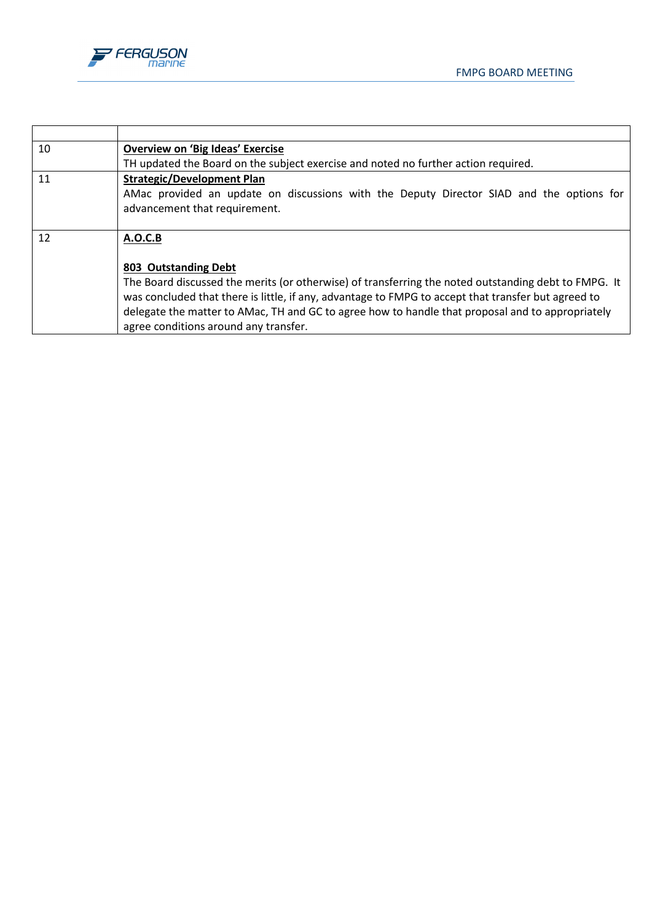| | |
|---|---|
| 10 | **Overview on 'Big Ideas' Exercise**<br>TH updated the Board on the subject exercise and noted no further action required. |
| 11 | **Strategic/Development Plan**<br>AMac provided an update on discussions with the Deputy Director SIAD and the options for advancement that requirement. |
| 12 | **A.O.C.B**<br><br>**803 Outstanding Debt**<br>The Board discussed the merits (or otherwise) of transferring the noted outstanding debt to FMPG. It was concluded that there is little, if any, advantage to FMPG to accept that transfer but agreed to delegate the matter to AMac, TH and GC to agree how to handle that proposal and to appropriately agree conditions around any transfer. |